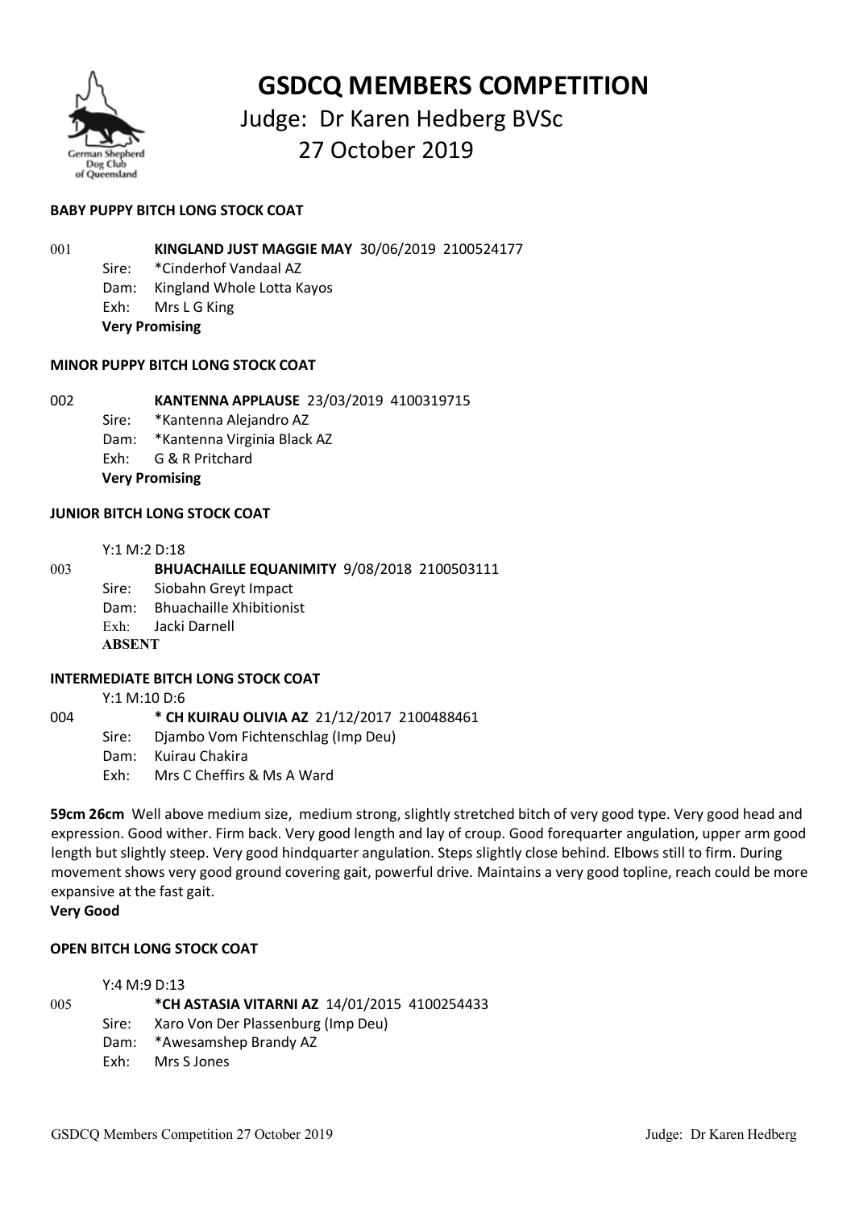# GSDCQ MEMBERS COMPETITION

Judge: Dr Karen Hedberg BVSc

27 October 2019

**BABY PUPPY BITCH LONG STOCK COAT**

001 **KINGLAND JUST MAGGIE MAY** 30/06/2019 2100524177

Sire: *Cinderhof Vandaal AZ
Dam: Kingland Whole Lotta Kayos
Exh: Mrs L G King
**Very Promising**

**MINOR PUPPY BITCH LONG STOCK COAT**

002 **KANTENNA APPLAUSE** 23/03/2019 4100319715

Sire: *Kantenna Alejandro AZ
Dam: *Kantenna Virginia Black AZ
Exh: G & R Pritchard
**Very Promising**

**JUNIOR BITCH LONG STOCK COAT**

Y:1 M:2 D:18

003 **BHUACHAILLE EQUANIMITY** 9/08/2018 2100503111

Sire: Siobahn Greyt Impact
Dam: Bhuachaille Xhibitionist
Exh: Jacki Darnell
**ABSENT**

**INTERMEDIATE BITCH LONG STOCK COAT**

Y:1 M:10 D:6

004 **\* CH KUIRAU OLIVIA AZ** 21/12/2017 2100488461

Sire: Djambo Vom Fichtenschlag (Imp Deu)
Dam: Kuirau Chakira
Exh: Mrs C Cheffirs & Ms A Ward

**59cm 26cm** Well above medium size, medium strong, slightly stretched bitch of very good type. Very good head and expression. Good wither. Firm back. Very good length and lay of croup. Good forequarter angulation, upper arm good length but slightly steep. Very good hindquarter angulation. Steps slightly close behind. Elbows still to firm. During movement shows very good ground covering gait, powerful drive. Maintains a very good topline, reach could be more expansive at the fast gait.

**Very Good**

**OPEN BITCH LONG STOCK COAT**

Y:4 M:9 D:13

005 ***CH ASTASIA VITARNI AZ** 14/01/2015 4100254433

Sire: Xaro Von Der Plassenburg (Imp Deu)
Dam: *Awesamshep Brandy AZ
Exh: Mrs S Jones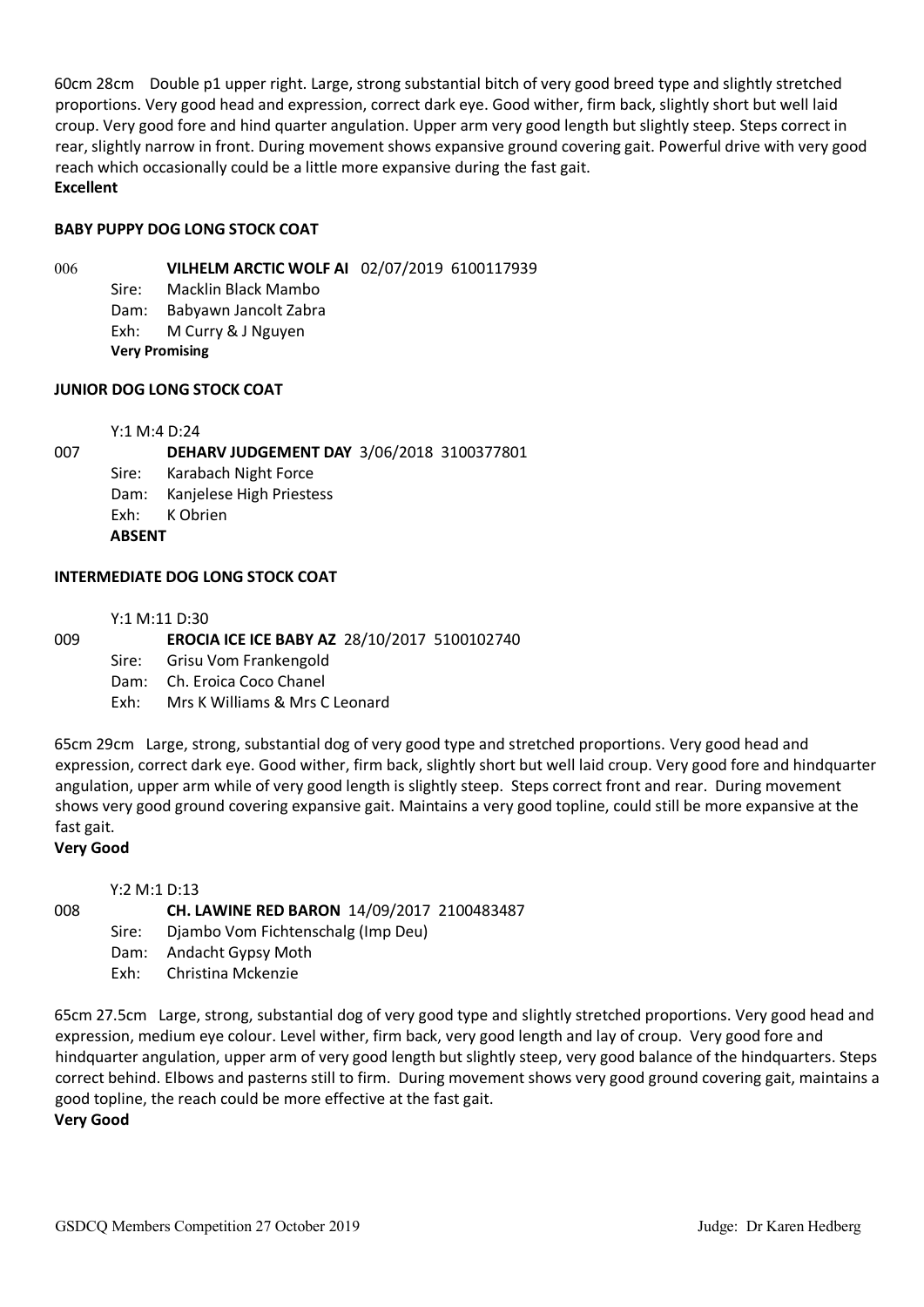60cm 28cm Double p1 upper right. Large, strong substantial bitch of very good breed type and slightly stretched proportions. Very good head and expression, correct dark eye. Good wither, firm back, slightly short but well laid croup. Very good fore and hind quarter angulation. Upper arm very good length but slightly steep. Steps correct in rear, slightly narrow in front. During movement shows expansive ground covering gait. Powerful drive with very good reach which occasionally could be a little more expansive during the fast gait.
**Excellent**

**BABY PUPPY DOG LONG STOCK COAT**

006 **VILHELM ARCTIC WOLF AI** 02/07/2019 6100117939
Sire: Macklin Black Mambo
Dam: Babyawn Jancolt Zabra
Exh: M Curry & J Nguyen
**Very Promising**

**JUNIOR DOG LONG STOCK COAT**

Y:1 M:4 D:24
007 **DEHARV JUDGEMENT DAY** 3/06/2018 3100377801
Sire: Karabach Night Force
Dam: Kanjelese High Priestess
Exh: K Obrien
**ABSENT**

**INTERMEDIATE DOG LONG STOCK COAT**

Y:1 M:11 D:30
009 **EROCIA ICE ICE BABY AZ** 28/10/2017 5100102740
Sire: Grisu Vom Frankengold
Dam: Ch. Eroica Coco Chanel
Exh: Mrs K Williams & Mrs C Leonard

65cm 29cm Large, strong, substantial dog of very good type and stretched proportions. Very good head and expression, correct dark eye. Good wither, firm back, slightly short but well laid croup. Very good fore and hindquarter angulation, upper arm while of very good length is slightly steep. Steps correct front and rear. During movement shows very good ground covering expansive gait. Maintains a very good topline, could still be more expansive at the fast gait.
**Very Good**

Y:2 M:1 D:13
008 **CH. LAWINE RED BARON** 14/09/2017 2100483487
Sire: Djambo Vom Fichtenschalg (Imp Deu)
Dam: Andacht Gypsy Moth
Exh: Christina Mckenzie

65cm 27.5cm Large, strong, substantial dog of very good type and slightly stretched proportions. Very good head and expression, medium eye colour. Level wither, firm back, very good length and lay of croup. Very good fore and hindquarter angulation, upper arm of very good length but slightly steep, very good balance of the hindquarters. Steps correct behind. Elbows and pasterns still to firm. During movement shows very good ground covering gait, maintains a good topline, the reach could be more effective at the fast gait.
**Very Good**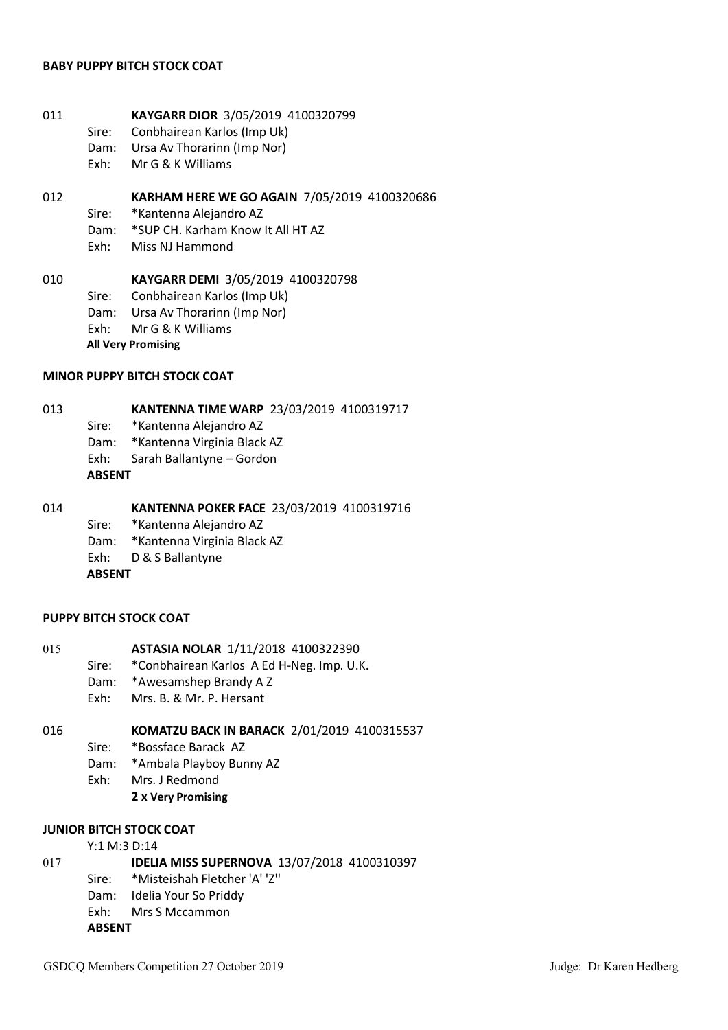## BABY PUPPY BITCH STOCK COAT

011 **KAYGARR DIOR** 3/05/2019 4100320799
Sire: Conbhairean Karlos (Imp Uk)
Dam: Ursa Av Thorarinn (Imp Nor)
Exh: Mr G & K Williams

012 **KARHAM HERE WE GO AGAIN** 7/05/2019 4100320686
Sire: *Kantenna Alejandro AZ
Dam: *SUP CH. Karham Know It All HT AZ
Exh: Miss NJ Hammond

010 **KAYGARR DEMI** 3/05/2019 4100320798
Sire: Conbhairean Karlos (Imp Uk)
Dam: Ursa Av Thorarinn (Imp Nor)
Exh: Mr G & K Williams
**All Very Promising**

## MINOR PUPPY BITCH STOCK COAT

013 **KANTENNA TIME WARP** 23/03/2019 4100319717
Sire: *Kantenna Alejandro AZ
Dam: *Kantenna Virginia Black AZ
Exh: Sarah Ballantyne – Gordon
**ABSENT**

014 **KANTENNA POKER FACE** 23/03/2019 4100319716
Sire: *Kantenna Alejandro AZ
Dam: *Kantenna Virginia Black AZ
Exh: D & S Ballantyne
**ABSENT**

## PUPPY BITCH STOCK COAT

015 **ASTASIA NOLAR** 1/11/2018 4100322390
Sire: *Conbhairean Karlos A Ed H-Neg. Imp. U.K.
Dam: *Awesamshep Brandy A Z
Exh: Mrs. B. & Mr. P. Hersant

016 **KOMATZU BACK IN BARACK** 2/01/2019 4100315537
Sire: *Bossface Barack AZ
Dam: *Ambala Playboy Bunny AZ
Exh: Mrs. J Redmond
**2 x Very Promising**

## JUNIOR BITCH STOCK COAT

Y:1 M:3 D:14

017 **IDELIA MISS SUPERNOVA** 13/07/2018 4100310397
Sire: *Misteishah Fletcher 'A' 'Z''
Dam: Idelia Your So Priddy
Exh: Mrs S Mccammon
**ABSENT**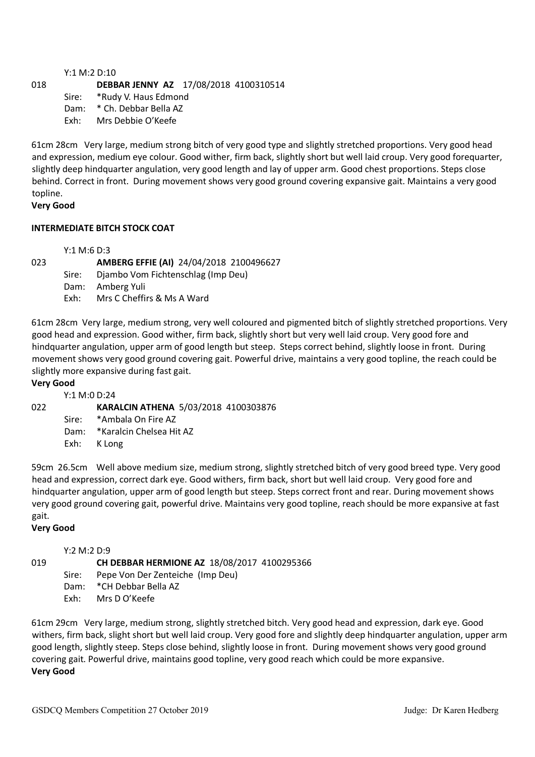Y:1 M:2 D:10

018 **DEBBAR JENNY AZ** 17/08/2018 4100310514

Sire: *Rudy V. Haus Edmond
Dam: * Ch. Debbar Bella AZ
Exh: Mrs Debbie O'Keefe

61cm 28cm Very large, medium strong bitch of very good type and slightly stretched proportions. Very good head and expression, medium eye colour. Good wither, firm back, slightly short but well laid croup. Very good forequarter, slightly deep hindquarter angulation, very good length and lay of upper arm. Good chest proportions. Steps close behind. Correct in front. During movement shows very good ground covering expansive gait. Maintains a very good topline.

**Very Good**

**INTERMEDIATE BITCH STOCK COAT**

Y:1 M:6 D:3

023 **AMBERG EFFIE (AI)** 24/04/2018 2100496627

Sire: Djambo Vom Fichtenschlag (Imp Deu)
Dam: Amberg Yuli
Exh: Mrs C Cheffirs & Ms A Ward

61cm 28cm Very large, medium strong, very well coloured and pigmented bitch of slightly stretched proportions. Very good head and expression. Good wither, firm back, slightly short but very well laid croup. Very good fore and hindquarter angulation, upper arm of good length but steep. Steps correct behind, slightly loose in front. During movement shows very good ground covering gait. Powerful drive, maintains a very good topline, the reach could be slightly more expansive during fast gait.

**Very Good**

Y:1 M:0 D:24

022 **KARALCIN ATHENA** 5/03/2018 4100303876

Sire: *Ambala On Fire AZ
Dam: *Karalcin Chelsea Hit AZ
Exh: K Long

59cm 26.5cm Well above medium size, medium strong, slightly stretched bitch of very good breed type. Very good head and expression, correct dark eye. Good withers, firm back, short but well laid croup. Very good fore and hindquarter angulation, upper arm of good length but steep. Steps correct front and rear. During movement shows very good ground covering gait, powerful drive. Maintains very good topline, reach should be more expansive at fast gait.

**Very Good**

Y:2 M:2 D:9

019 **CH DEBBAR HERMIONE AZ** 18/08/2017 4100295366

Sire: Pepe Von Der Zenteiche (Imp Deu)
Dam: *CH Debbar Bella AZ
Exh: Mrs D O'Keefe

61cm 29cm Very large, medium strong, slightly stretched bitch. Very good head and expression, dark eye. Good withers, firm back, slight short but well laid croup. Very good fore and slightly deep hindquarter angulation, upper arm good length, slightly steep. Steps close behind, slightly loose in front. During movement shows very good ground covering gait. Powerful drive, maintains good topline, very good reach which could be more expansive.

**Very Good**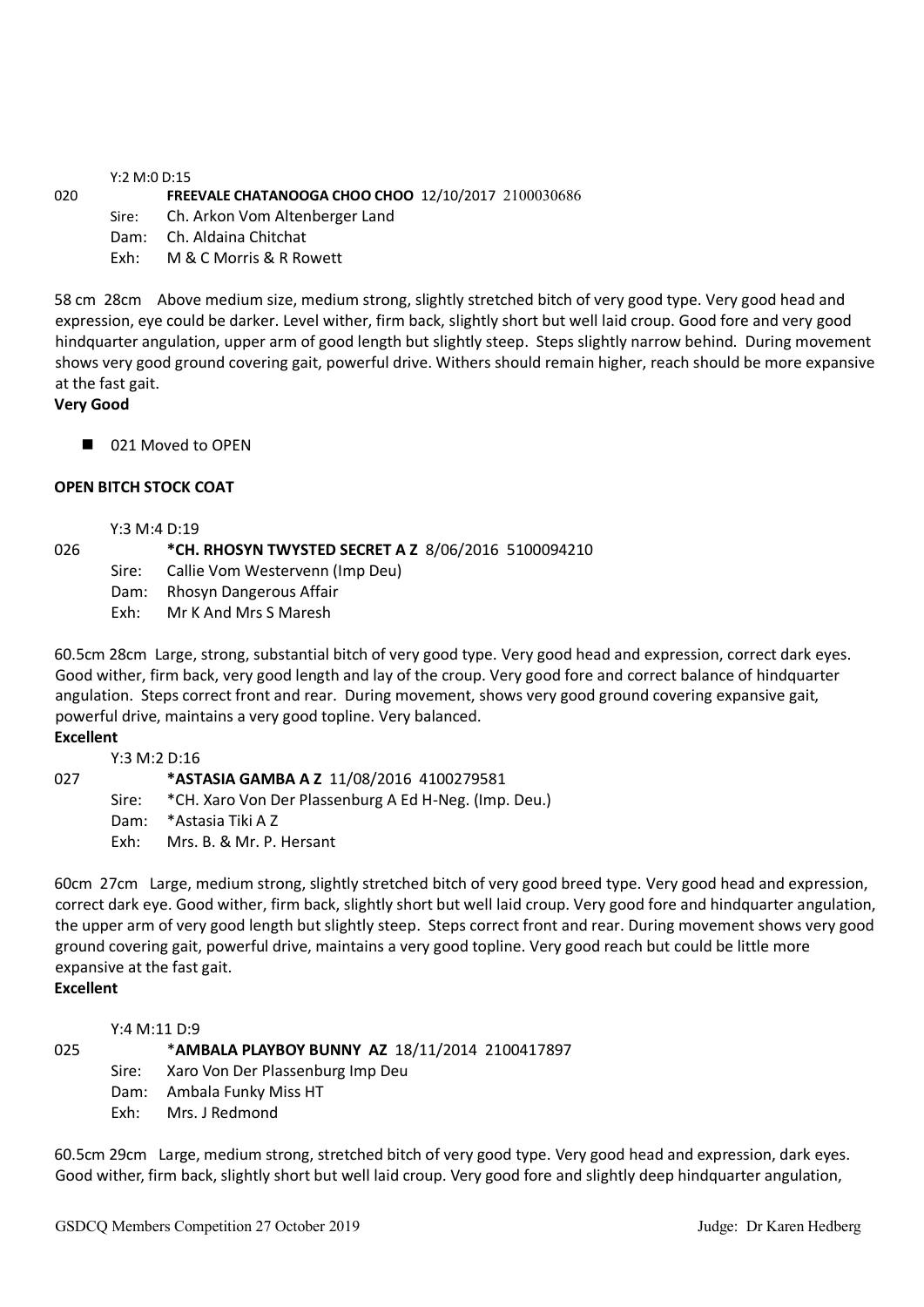Y:2 M:0 D:15

020 **FREEVALE CHATANOOGA CHOO CHOO** 12/10/2017 2100030686

Sire: Ch. Arkon Vom Altenberger Land
Dam: Ch. Aldaina Chitchat
Exh: M & C Morris & R Rowett

58 cm 28cm Above medium size, medium strong, slightly stretched bitch of very good type. Very good head and expression, eye could be darker. Level wither, firm back, slightly short but well laid croup. Good fore and very good hindquarter angulation, upper arm of good length but slightly steep. Steps slightly narrow behind. During movement shows very good ground covering gait, powerful drive. Withers should remain higher, reach should be more expansive at the fast gait.

**Very Good**

- 021 Moved to OPEN

**OPEN BITCH STOCK COAT**

Y:3 M:4 D:19

026 ***CH. RHOSYN TWYSTED SECRET A Z** 8/06/2016 5100094210

Sire: Callie Vom Westervenn (Imp Deu)
Dam: Rhosyn Dangerous Affair
Exh: Mr K And Mrs S Maresh

60.5cm 28cm Large, strong, substantial bitch of very good type. Very good head and expression, correct dark eyes. Good wither, firm back, very good length and lay of the croup. Very good fore and correct balance of hindquarter angulation. Steps correct front and rear. During movement, shows very good ground covering expansive gait, powerful drive, maintains a very good topline. Very balanced.

**Excellent**

Y:3 M:2 D:16

027 ***ASTASIA GAMBA A Z** 11/08/2016 4100279581

Sire: *CH. Xaro Von Der Plassenburg A Ed H-Neg. (Imp. Deu.)
Dam: *Astasia Tiki A Z
Exh: Mrs. B. & Mr. P. Hersant

60cm 27cm Large, medium strong, slightly stretched bitch of very good breed type. Very good head and expression, correct dark eye. Good wither, firm back, slightly short but well laid croup. Very good fore and hindquarter angulation, the upper arm of very good length but slightly steep. Steps correct front and rear. During movement shows very good ground covering gait, powerful drive, maintains a very good topline. Very good reach but could be little more expansive at the fast gait.

**Excellent**

Y:4 M:11 D:9

025 ***AMBALA PLAYBOY BUNNY AZ** 18/11/2014 2100417897

Sire: Xaro Von Der Plassenburg Imp Deu
Dam: Ambala Funky Miss HT
Exh: Mrs. J Redmond

60.5cm 29cm Large, medium strong, stretched bitch of very good type. Very good head and expression, dark eyes. Good wither, firm back, slightly short but well laid croup. Very good fore and slightly deep hindquarter angulation,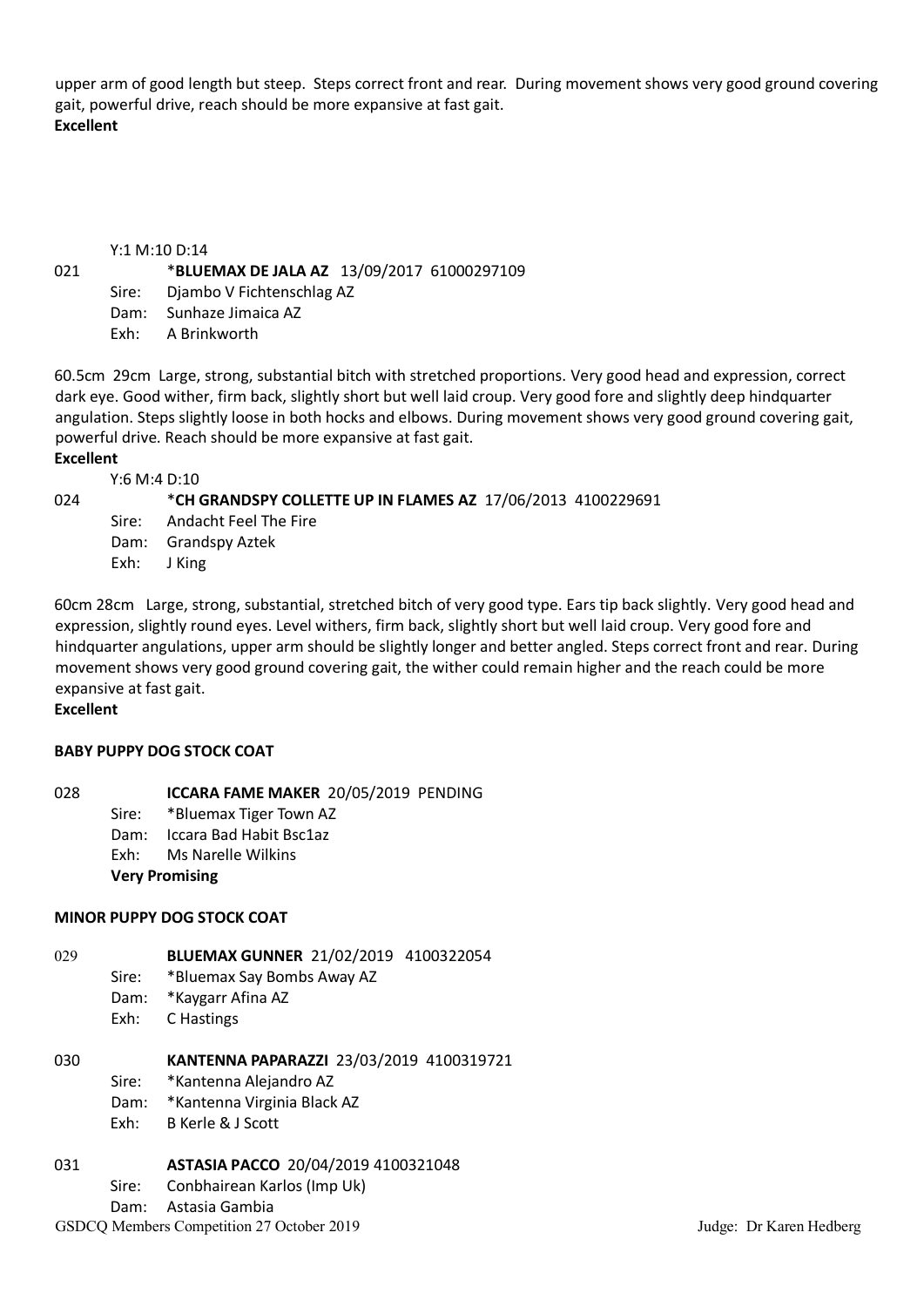upper arm of good length but steep. Steps correct front and rear. During movement shows very good ground covering gait, powerful drive, reach should be more expansive at fast gait.
**Excellent**

Y:1 M:10 D:14

021 *__BLUEMAX DE JALA AZ__ 13/09/2017 61000297109

Sire: Djambo V Fichtenschlag AZ
Dam: Sunhaze Jimaica AZ
Exh: A Brinkworth

60.5cm 29cm Large, strong, substantial bitch with stretched proportions. Very good head and expression, correct dark eye. Good wither, firm back, slightly short but well laid croup. Very good fore and slightly deep hindquarter angulation. Steps slightly loose in both hocks and elbows. During movement shows very good ground covering gait, powerful drive. Reach should be more expansive at fast gait.
**Excellent**

Y:6 M:4 D:10

024 *__CH GRANDSPY COLLETTE UP IN FLAMES AZ__ 17/06/2013 4100229691

Sire: Andacht Feel The Fire
Dam: Grandspy Aztek
Exh: J King

60cm 28cm Large, strong, substantial, stretched bitch of very good type. Ears tip back slightly. Very good head and expression, slightly round eyes. Level withers, firm back, slightly short but well laid croup. Very good fore and hindquarter angulations, upper arm should be slightly longer and better angled. Steps correct front and rear. During movement shows very good ground covering gait, the wither could remain higher and the reach could be more expansive at fast gait.
**Excellent**

**BABY PUPPY DOG STOCK COAT**

028 **ICCARA FAME MAKER** 20/05/2019 PENDING

Sire: *Bluemax Tiger Town AZ
Dam: Iccara Bad Habit Bsc1az
Exh: Ms Narelle Wilkins
**Very Promising**

**MINOR PUPPY DOG STOCK COAT**

029 **BLUEMAX GUNNER** 21/02/2019 4100322054

Sire: *Bluemax Say Bombs Away AZ
Dam: *Kaygarr Afina AZ
Exh: C Hastings

030 **KANTENNA PAPARAZZI** 23/03/2019 4100319721

Sire: *Kantenna Alejandro AZ
Dam: *Kantenna Virginia Black AZ
Exh: B Kerle & J Scott

031 **ASTASIA PACCO** 20/04/2019 4100321048

Sire: Conbhairean Karlos (Imp Uk)
Dam: Astasia Gambia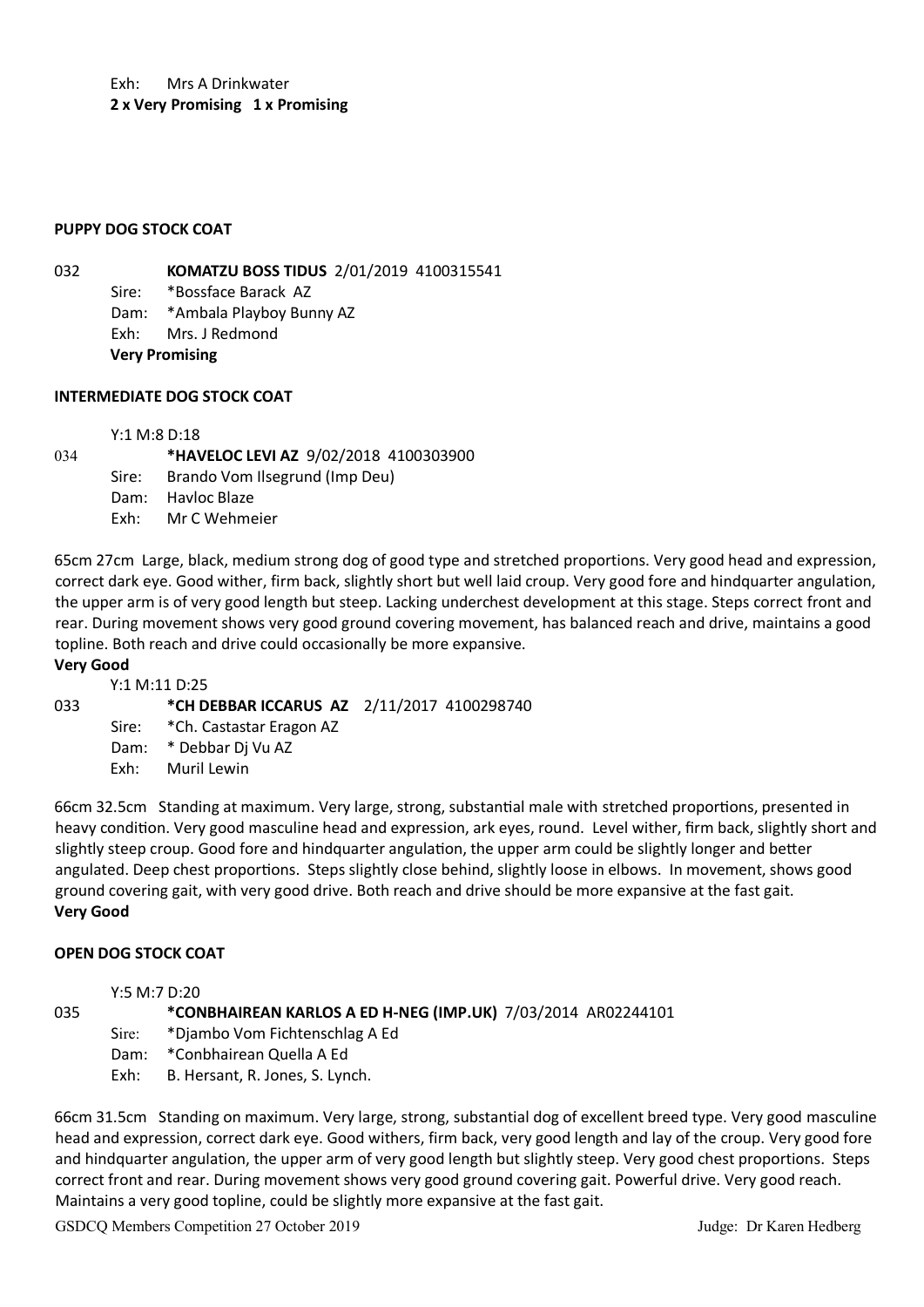Exh: Mrs A Drinkwater
**2 x Very Promising 1 x Promising**

**PUPPY DOG STOCK COAT**

032 **KOMATZU BOSS TIDUS** 2/01/2019 4100315541
Sire: *Bossface Barack AZ
Dam: *Ambala Playboy Bunny AZ
Exh: Mrs. J Redmond
**Very Promising**

**INTERMEDIATE DOG STOCK COAT**

Y:1 M:8 D:18
034 ***HAVELOC LEVI AZ** 9/02/2018 4100303900
Sire: Brando Vom Ilsegrund (Imp Deu)
Dam: Havloc Blaze
Exh: Mr C Wehmeier

65cm 27cm Large, black, medium strong dog of good type and stretched proportions. Very good head and expression, correct dark eye. Good wither, firm back, slightly short but well laid croup. Very good fore and hindquarter angulation, the upper arm is of very good length but steep. Lacking underchest development at this stage. Steps correct front and rear. During movement shows very good ground covering movement, has balanced reach and drive, maintains a good topline. Both reach and drive could occasionally be more expansive.
**Very Good**

Y:1 M:11 D:25
033 ***CH DEBBAR ICCARUS AZ** 2/11/2017 4100298740
Sire: *Ch. Castastar Eragon AZ
Dam: * Debbar Dj Vu AZ
Exh: Muril Lewin

66cm 32.5cm Standing at maximum. Very large, strong, substantial male with stretched proportions, presented in heavy condition. Very good masculine head and expression, ark eyes, round. Level wither, firm back, slightly short and slightly steep croup. Good fore and hindquarter angulation, the upper arm could be slightly longer and better angulated. Deep chest proportions. Steps slightly close behind, slightly loose in elbows. In movement, shows good ground covering gait, with very good drive. Both reach and drive should be more expansive at the fast gait.
**Very Good**

**OPEN DOG STOCK COAT**

Y:5 M:7 D:20
035 ***CONBHAIREAN KARLOS A ED H-NEG (IMP.UK)** 7/03/2014 AR02244101
Sire: *Djambo Vom Fichtenschlag A Ed
Dam: *Conbhairean Quella A Ed
Exh: B. Hersant, R. Jones, S. Lynch.

66cm 31.5cm Standing on maximum. Very large, strong, substantial dog of excellent breed type. Very good masculine head and expression, correct dark eye. Good withers, firm back, very good length and lay of the croup. Very good fore and hindquarter angulation, the upper arm of very good length but slightly steep. Very good chest proportions. Steps correct front and rear. During movement shows very good ground covering gait. Powerful drive. Very good reach. Maintains a very good topline, could be slightly more expansive at the fast gait.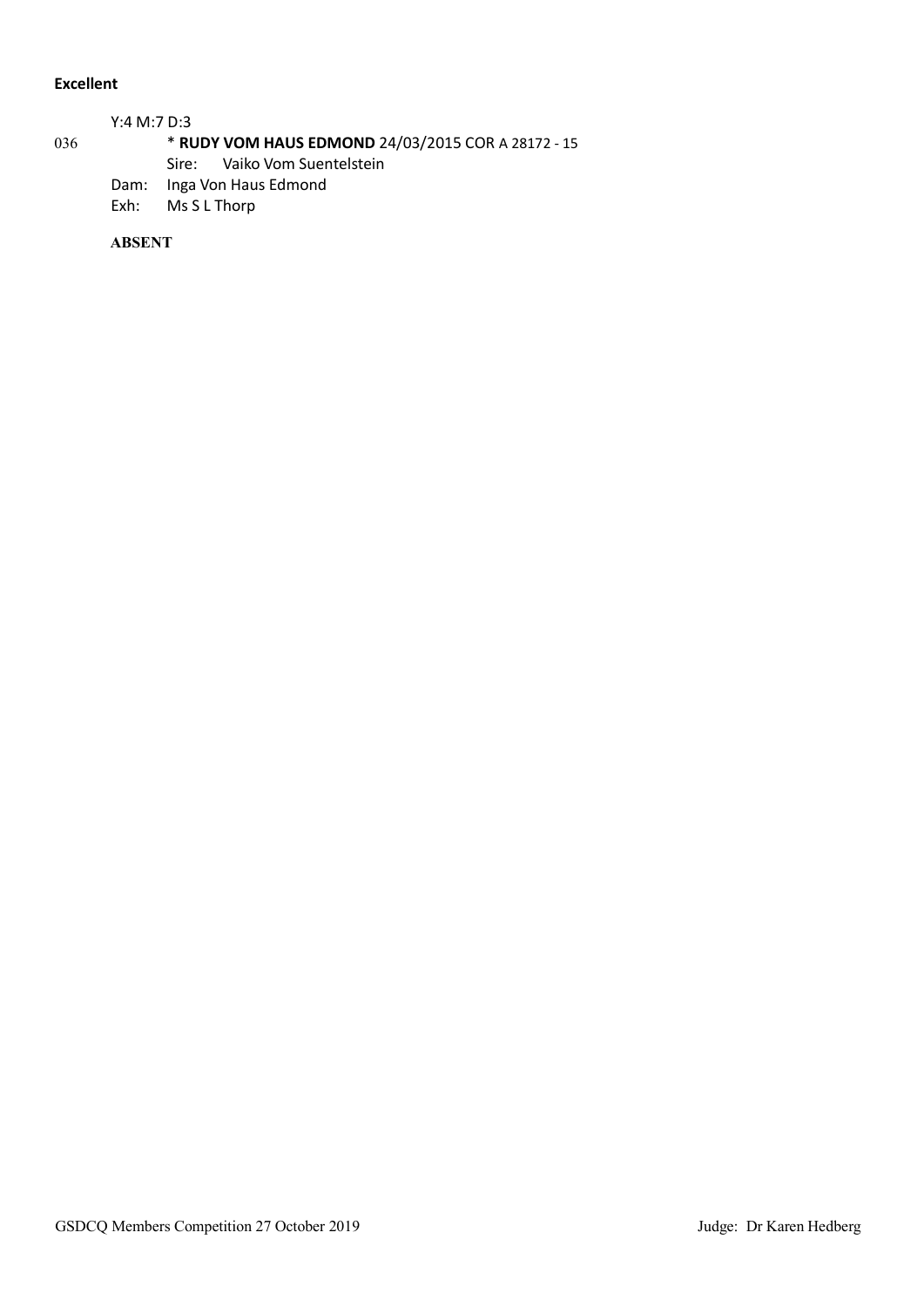**Excellent**

Y:4 M:7 D:3

036 * **RUDY VOM HAUS EDMOND** 24/03/2015 COR A 28172 - 15

Sire: Vaiko Vom Suentelstein

Dam: Inga Von Haus Edmond

Exh: Ms S L Thorp

**ABSENT**